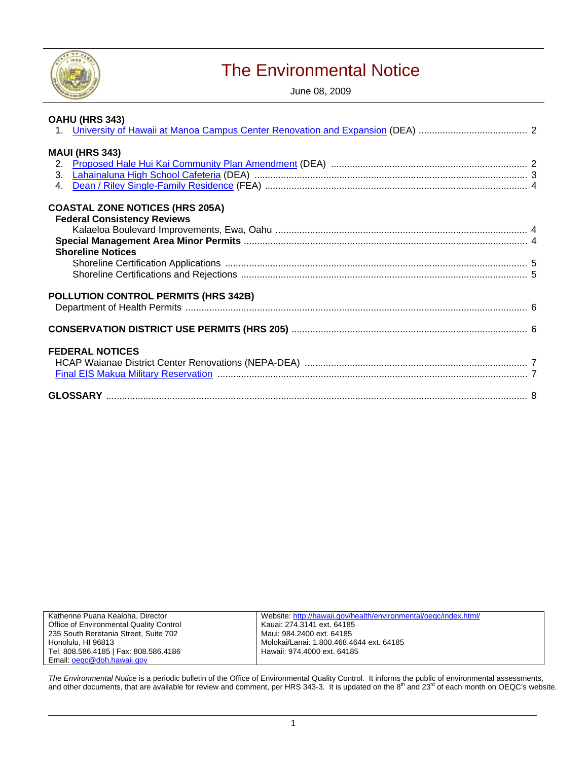# The Environmental Notice

June 08, 2009

**OAHU (HRS 343)**

1. University of Hawaii at Manoa Campus Center Renovation and Expansion (DEA) ........ 2

**MAUI (HRS 343)**

2. Proposed Hale Hui Kai Community Plan Amendment (DEA) ........ 2
3. Lahainaluna High School Cafeteria (DEA) ........ 3
4. Dean / Riley Single-Family Residence (FEA) ........ 4

**COASTAL ZONE NOTICES (HRS 205A)**

**Federal Consistency Reviews**

Kalaeloa Boulevard Improvements, Ewa, Oahu ........ 4

**Special Management Area Minor Permits** ........ 4

**Shoreline Notices**

Shoreline Certification Applications ........ 5

Shoreline Certifications and Rejections ........ 5

**POLLUTION CONTROL PERMITS (HRS 342B)**

Department of Health Permits ........ 6

**CONSERVATION DISTRICT USE PERMITS (HRS 205)** ........ 6

**FEDERAL NOTICES**

HCAP Waianae District Center Renovations (NEPA-DEA) ........ 7

Final EIS Makua Military Reservation ........ 7

**GLOSSARY** ........ 8

| Katherine Puana Kealoha, Director<br>Office of Environmental Quality Control<br>235 South Beretania Street, Suite 702<br>Honolulu, HI 96813<br>Tel: 808.586.4185 \| Fax: 808.586.4186<br>Email: oeqc@doh.hawaii.gov | Website: http://hawaii.gov/health/environmental/oeqc/index.html/<br>Kauai: 274.3141 ext. 64185<br>Maui: 984.2400 ext. 64185<br>Molokai/Lanai: 1.800.468.4644 ext. 64185<br>Hawaii: 974.4000 ext. 64185 |
| --- | --- |

*The Environmental Notice* is a periodic bulletin of the Office of Environmental Quality Control. It informs the public of environmental assessments, and other documents, that are available for review and comment, per HRS 343-3. It is updated on the 8th and 23rd of each month on OEQC's website.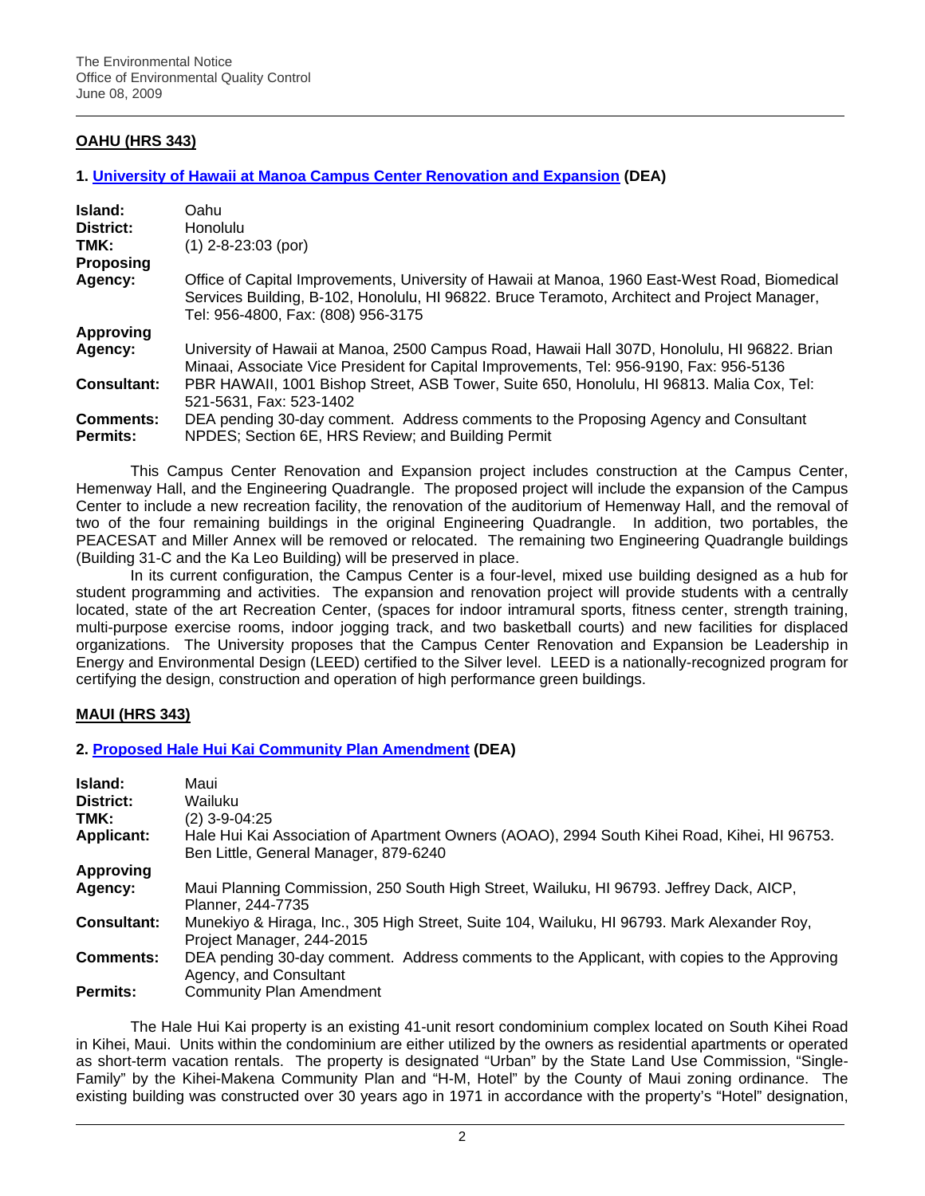## OAHU (HRS 343)

### 1. University of Hawaii at Manoa Campus Center Renovation and Expansion (DEA)

| | |
|---|---|
| **Island:** | Oahu |
| **District:** | Honolulu |
| **TMK:** | (1) 2-8-23:03 (por) |
| **Proposing Agency:** | Office of Capital Improvements, University of Hawaii at Manoa, 1960 East-West Road, Biomedical Services Building, B-102, Honolulu, HI 96822. Bruce Teramoto, Architect and Project Manager, Tel: 956-4800, Fax: (808) 956-3175 |
| **Approving Agency:** | University of Hawaii at Manoa, 2500 Campus Road, Hawaii Hall 307D, Honolulu, HI 96822. Brian Minaai, Associate Vice President for Capital Improvements, Tel: 956-9190, Fax: 956-5136 |
| **Consultant:** | PBR HAWAII, 1001 Bishop Street, ASB Tower, Suite 650, Honolulu, HI 96813. Malia Cox, Tel: 521-5631, Fax: 523-1402 |
| **Comments:** | DEA pending 30-day comment. Address comments to the Proposing Agency and Consultant |
| **Permits:** | NPDES; Section 6E, HRS Review; and Building Permit |

This Campus Center Renovation and Expansion project includes construction at the Campus Center, Hemenway Hall, and the Engineering Quadrangle. The proposed project will include the expansion of the Campus Center to include a new recreation facility, the renovation of the auditorium of Hemenway Hall, and the removal of two of the four remaining buildings in the original Engineering Quadrangle. In addition, two portables, the PEACESAT and Miller Annex will be removed or relocated. The remaining two Engineering Quadrangle buildings (Building 31-C and the Ka Leo Building) will be preserved in place.

In its current configuration, the Campus Center is a four-level, mixed use building designed as a hub for student programming and activities. The expansion and renovation project will provide students with a centrally located, state of the art Recreation Center, (spaces for indoor intramural sports, fitness center, strength training, multi-purpose exercise rooms, indoor jogging track, and two basketball courts) and new facilities for displaced organizations. The University proposes that the Campus Center Renovation and Expansion be Leadership in Energy and Environmental Design (LEED) certified to the Silver level. LEED is a nationally-recognized program for certifying the design, construction and operation of high performance green buildings.

## MAUI (HRS 343)

### 2. Proposed Hale Hui Kai Community Plan Amendment (DEA)

| | |
|---|---|
| **Island:** | Maui |
| **District:** | Wailuku |
| **TMK:** | (2) 3-9-04:25 |
| **Applicant:** | Hale Hui Kai Association of Apartment Owners (AOAO), 2994 South Kihei Road, Kihei, HI 96753. Ben Little, General Manager, 879-6240 |
| **Approving Agency:** | Maui Planning Commission, 250 South High Street, Wailuku, HI 96793. Jeffrey Dack, AICP, Planner, 244-7735 |
| **Consultant:** | Munekiyo & Hiraga, Inc., 305 High Street, Suite 104, Wailuku, HI 96793. Mark Alexander Roy, Project Manager, 244-2015 |
| **Comments:** | DEA pending 30-day comment. Address comments to the Applicant, with copies to the Approving Agency, and Consultant |
| **Permits:** | Community Plan Amendment |

The Hale Hui Kai property is an existing 41-unit resort condominium complex located on South Kihei Road in Kihei, Maui. Units within the condominium are either utilized by the owners as residential apartments or operated as short-term vacation rentals. The property is designated "Urban" by the State Land Use Commission, "Single-Family" by the Kihei-Makena Community Plan and "H-M, Hotel" by the County of Maui zoning ordinance. The existing building was constructed over 30 years ago in 1971 in accordance with the property's "Hotel" designation,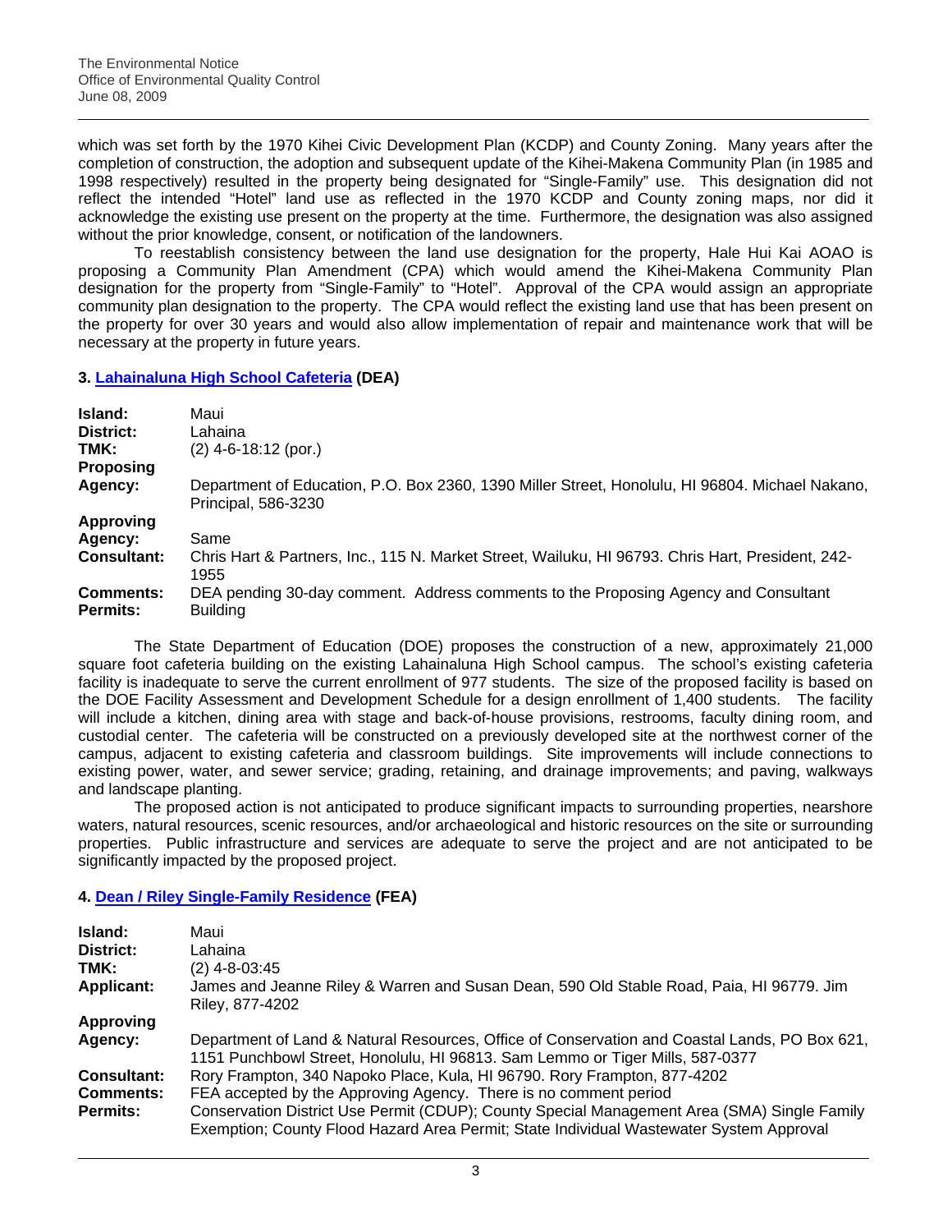which was set forth by the 1970 Kihei Civic Development Plan (KCDP) and County Zoning. Many years after the completion of construction, the adoption and subsequent update of the Kihei-Makena Community Plan (in 1985 and 1998 respectively) resulted in the property being designated for "Single-Family" use. This designation did not reflect the intended "Hotel" land use as reflected in the 1970 KCDP and County zoning maps, nor did it acknowledge the existing use present on the property at the time. Furthermore, the designation was also assigned without the prior knowledge, consent, or notification of the landowners.

To reestablish consistency between the land use designation for the property, Hale Hui Kai AOAO is proposing a Community Plan Amendment (CPA) which would amend the Kihei-Makena Community Plan designation for the property from "Single-Family" to "Hotel". Approval of the CPA would assign an appropriate community plan designation to the property. The CPA would reflect the existing land use that has been present on the property for over 30 years and would also allow implementation of repair and maintenance work that will be necessary at the property in future years.

### 3. Lahainaluna High School Cafeteria (DEA)

| | |
|---|---|
| **Island:** | Maui |
| **District:** | Lahaina |
| **TMK:** | (2) 4-6-18:12 (por.) |
| **Proposing Agency:** | Department of Education, P.O. Box 2360, 1390 Miller Street, Honolulu, HI 96804. Michael Nakano, Principal, 586-3230 |
| **Approving Agency:** | Same |
| **Consultant:** | Chris Hart & Partners, Inc., 115 N. Market Street, Wailuku, HI 96793. Chris Hart, President, 242-1955 |
| **Comments:** | DEA pending 30-day comment. Address comments to the Proposing Agency and Consultant |
| **Permits:** | Building |

The State Department of Education (DOE) proposes the construction of a new, approximately 21,000 square foot cafeteria building on the existing Lahainaluna High School campus. The school's existing cafeteria facility is inadequate to serve the current enrollment of 977 students. The size of the proposed facility is based on the DOE Facility Assessment and Development Schedule for a design enrollment of 1,400 students. The facility will include a kitchen, dining area with stage and back-of-house provisions, restrooms, faculty dining room, and custodial center. The cafeteria will be constructed on a previously developed site at the northwest corner of the campus, adjacent to existing cafeteria and classroom buildings. Site improvements will include connections to existing power, water, and sewer service; grading, retaining, and drainage improvements; and paving, walkways and landscape planting.

The proposed action is not anticipated to produce significant impacts to surrounding properties, nearshore waters, natural resources, scenic resources, and/or archaeological and historic resources on the site or surrounding properties. Public infrastructure and services are adequate to serve the project and are not anticipated to be significantly impacted by the proposed project.

### 4. Dean / Riley Single-Family Residence (FEA)

| | |
|---|---|
| **Island:** | Maui |
| **District:** | Lahaina |
| **TMK:** | (2) 4-8-03:45 |
| **Applicant:** | James and Jeanne Riley & Warren and Susan Dean, 590 Old Stable Road, Paia, HI 96779. Jim Riley, 877-4202 |
| **Approving Agency:** | Department of Land & Natural Resources, Office of Conservation and Coastal Lands, PO Box 621, 1151 Punchbowl Street, Honolulu, HI 96813. Sam Lemmo or Tiger Mills, 587-0377 |
| **Consultant:** | Rory Frampton, 340 Napoko Place, Kula, HI 96790. Rory Frampton, 877-4202 |
| **Comments:** | FEA accepted by the Approving Agency. There is no comment period |
| **Permits:** | Conservation District Use Permit (CDUP); County Special Management Area (SMA) Single Family Exemption; County Flood Hazard Area Permit; State Individual Wastewater System Approval |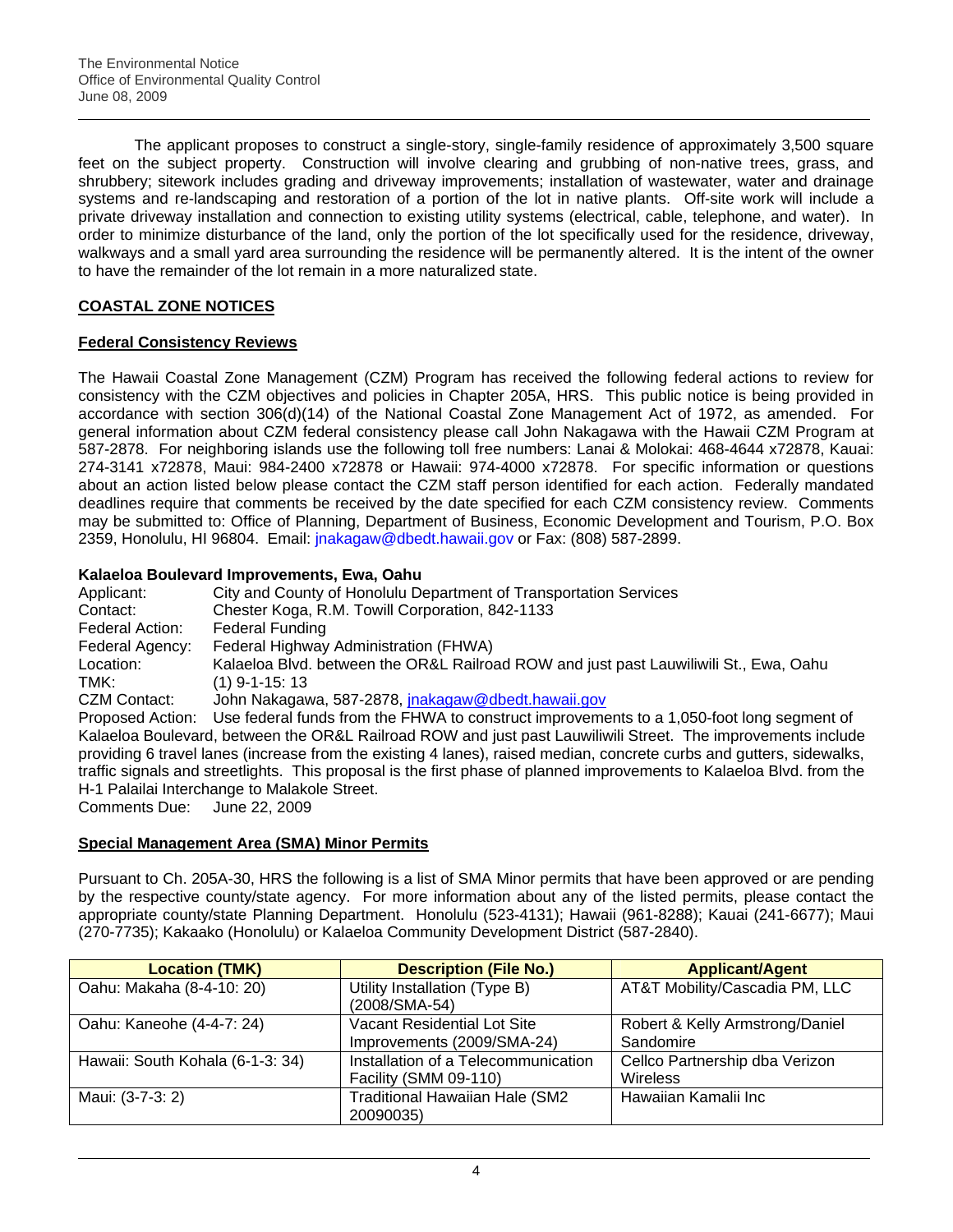The applicant proposes to construct a single-story, single-family residence of approximately 3,500 square feet on the subject property. Construction will involve clearing and grubbing of non-native trees, grass, and shrubbery; sitework includes grading and driveway improvements; installation of wastewater, water and drainage systems and re-landscaping and restoration of a portion of the lot in native plants. Off-site work will include a private driveway installation and connection to existing utility systems (electrical, cable, telephone, and water). In order to minimize disturbance of the land, only the portion of the lot specifically used for the residence, driveway, walkways and a small yard area surrounding the residence will be permanently altered. It is the intent of the owner to have the remainder of the lot remain in a more naturalized state.

## COASTAL ZONE NOTICES

### Federal Consistency Reviews

The Hawaii Coastal Zone Management (CZM) Program has received the following federal actions to review for consistency with the CZM objectives and policies in Chapter 205A, HRS. This public notice is being provided in accordance with section 306(d)(14) of the National Coastal Zone Management Act of 1972, as amended. For general information about CZM federal consistency please call John Nakagawa with the Hawaii CZM Program at 587-2878. For neighboring islands use the following toll free numbers: Lanai & Molokai: 468-4644 x72878, Kauai: 274-3141 x72878, Maui: 984-2400 x72878 or Hawaii: 974-4000 x72878. For specific information or questions about an action listed below please contact the CZM staff person identified for each action. Federally mandated deadlines require that comments be received by the date specified for each CZM consistency review. Comments may be submitted to: Office of Planning, Department of Business, Economic Development and Tourism, P.O. Box 2359, Honolulu, HI 96804. Email: jnakagaw@dbedt.hawaii.gov or Fax: (808) 587-2899.

#### Kalaeloa Boulevard Improvements, Ewa, Oahu

Applicant: City and County of Honolulu Department of Transportation Services
Contact: Chester Koga, R.M. Towill Corporation, 842-1133
Federal Action: Federal Funding
Federal Agency: Federal Highway Administration (FHWA)
Location: Kalaeloa Blvd. between the OR&L Railroad ROW and just past Lauwiliwili St., Ewa, Oahu
TMK: (1) 9-1-15: 13
CZM Contact: John Nakagawa, 587-2878, jnakagaw@dbedt.hawaii.gov
Proposed Action: Use federal funds from the FHWA to construct improvements to a 1,050-foot long segment of Kalaeloa Boulevard, between the OR&L Railroad ROW and just past Lauwiliwili Street. The improvements include providing 6 travel lanes (increase from the existing 4 lanes), raised median, concrete curbs and gutters, sidewalks, traffic signals and streetlights. This proposal is the first phase of planned improvements to Kalaeloa Blvd. from the H-1 Palailai Interchange to Malakole Street.
Comments Due: June 22, 2009

### Special Management Area (SMA) Minor Permits

Pursuant to Ch. 205A-30, HRS the following is a list of SMA Minor permits that have been approved or are pending by the respective county/state agency. For more information about any of the listed permits, please contact the appropriate county/state Planning Department. Honolulu (523-4131); Hawaii (961-8288); Kauai (241-6677); Maui (270-7735); Kakaako (Honolulu) or Kalaeloa Community Development District (587-2840).

| Location (TMK) | Description (File No.) | Applicant/Agent |
|---|---|---|
| Oahu: Makaha (8-4-10: 20) | Utility Installation (Type B) (2008/SMA-54) | AT&T Mobility/Cascadia PM, LLC |
| Oahu: Kaneohe (4-4-7: 24) | Vacant Residential Lot Site Improvements (2009/SMA-24) | Robert & Kelly Armstrong/Daniel Sandomire |
| Hawaii: South Kohala (6-1-3: 34) | Installation of a Telecommunication Facility (SMM 09-110) | Cellco Partnership dba Verizon Wireless |
| Maui: (3-7-3: 2) | Traditional Hawaiian Hale (SM2 20090035) | Hawaiian Kamalii Inc |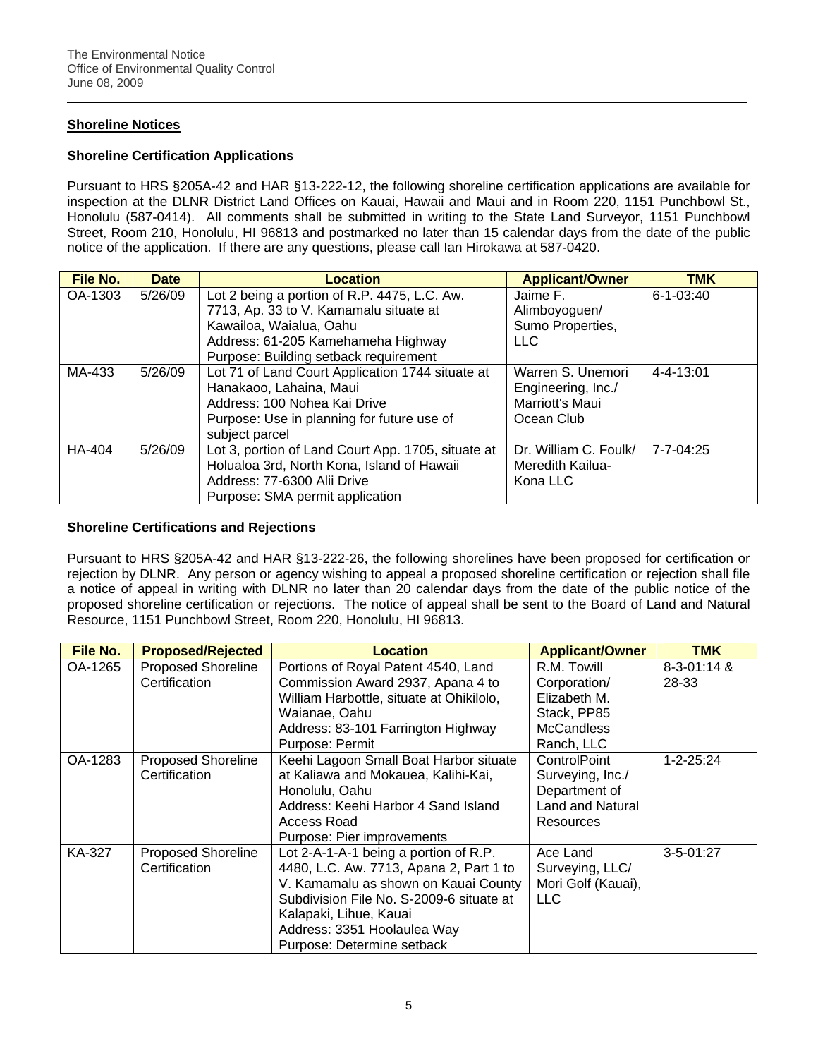## Shoreline Notices

### Shoreline Certification Applications

Pursuant to HRS §205A-42 and HAR §13-222-12, the following shoreline certification applications are available for inspection at the DLNR District Land Offices on Kauai, Hawaii and Maui and in Room 220, 1151 Punchbowl St., Honolulu (587-0414). All comments shall be submitted in writing to the State Land Surveyor, 1151 Punchbowl Street, Room 210, Honolulu, HI 96813 and postmarked no later than 15 calendar days from the date of the public notice of the application. If there are any questions, please call Ian Hirokawa at 587-0420.

| File No. | Date | Location | Applicant/Owner | TMK |
|---|---|---|---|---|
| OA-1303 | 5/26/09 | Lot 2 being a portion of R.P. 4475, L.C. Aw. 7713, Ap. 33 to V. Kamamalu situate at Kawailoa, Waialua, Oahu<br>Address: 61-205 Kamehameha Highway<br>Purpose: Building setback requirement | Jaime F. Alimboyoguen/ Sumo Properties, LLC | 6-1-03:40 |
| MA-433 | 5/26/09 | Lot 71 of Land Court Application 1744 situate at Hanakaoo, Lahaina, Maui<br>Address: 100 Nohea Kai Drive<br>Purpose: Use in planning for future use of subject parcel | Warren S. Unemori Engineering, Inc./ Marriott's Maui Ocean Club | 4-4-13:01 |
| HA-404 | 5/26/09 | Lot 3, portion of Land Court App. 1705, situate at Holualoa 3rd, North Kona, Island of Hawaii<br>Address: 77-6300 Alii Drive<br>Purpose: SMA permit application | Dr. William C. Foulk/ Meredith Kailua-Kona LLC | 7-7-04:25 |

### Shoreline Certifications and Rejections

Pursuant to HRS §205A-42 and HAR §13-222-26, the following shorelines have been proposed for certification or rejection by DLNR. Any person or agency wishing to appeal a proposed shoreline certification or rejection shall file a notice of appeal in writing with DLNR no later than 20 calendar days from the date of the public notice of the proposed shoreline certification or rejections. The notice of appeal shall be sent to the Board of Land and Natural Resource, 1151 Punchbowl Street, Room 220, Honolulu, HI 96813.

| File No. | Proposed/Rejected | Location | Applicant/Owner | TMK |
|---|---|---|---|---|
| OA-1265 | Proposed Shoreline Certification | Portions of Royal Patent 4540, Land Commission Award 2937, Apana 4 to William Harbottle, situate at Ohikilolo, Waianae, Oahu<br>Address: 83-101 Farrington Highway<br>Purpose: Permit | R.M. Towill Corporation/ Elizabeth M. Stack, PP85 McCandless Ranch, LLC | 8-3-01:14 & 28-33 |
| OA-1283 | Proposed Shoreline Certification | Keehi Lagoon Small Boat Harbor situate at Kaliawa and Mokauea, Kalihi-Kai, Honolulu, Oahu<br>Address: Keehi Harbor 4 Sand Island Access Road<br>Purpose: Pier improvements | ControlPoint Surveying, Inc./ Department of Land and Natural Resources | 1-2-25:24 |
| KA-327 | Proposed Shoreline Certification | Lot 2-A-1-A-1 being a portion of R.P. 4480, L.C. Aw. 7713, Apana 2, Part 1 to V. Kamamalu as shown on Kauai County Subdivision File No. S-2009-6 situate at Kalapaki, Lihue, Kauai<br>Address: 3351 Hoolaulea Way<br>Purpose: Determine setback | Ace Land Surveying, LLC/ Mori Golf (Kauai), LLC | 3-5-01:27 |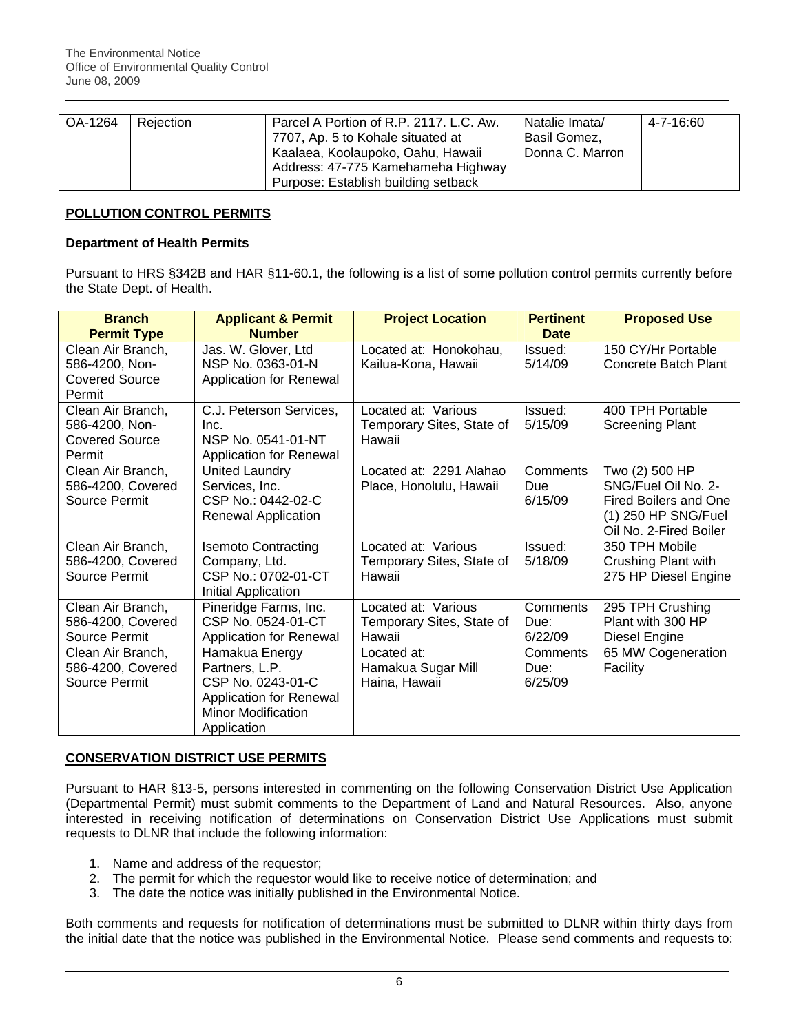| OA-1264 | Rejection | Parcel A Portion of R.P. 2117. L.C. Aw. 7707, Ap. 5 to Kohale situated at Kaalaea, Koolaupoko, Oahu, Hawaii Address: 47-775 Kamehameha Highway Purpose: Establish building setback | Natalie Imata/ Basil Gomez, Donna C. Marron | 4-7-16:60 |
|---|---|---|---|---|

## POLLUTION CONTROL PERMITS

### Department of Health Permits

Pursuant to HRS §342B and HAR §11-60.1, the following is a list of some pollution control permits currently before the State Dept. of Health.

| Branch Permit Type | Applicant & Permit Number | Project Location | Pertinent Date | Proposed Use |
|---|---|---|---|---|
| Clean Air Branch, 586-4200, Non-Covered Source Permit | Jas. W. Glover, Ltd NSP No. 0363-01-N Application for Renewal | Located at: Honokohau, Kailua-Kona, Hawaii | Issued: 5/14/09 | 150 CY/Hr Portable Concrete Batch Plant |
| Clean Air Branch, 586-4200, Non-Covered Source Permit | C.J. Peterson Services, Inc. NSP No. 0541-01-NT Application for Renewal | Located at: Various Temporary Sites, State of Hawaii | Issued: 5/15/09 | 400 TPH Portable Screening Plant |
| Clean Air Branch, 586-4200, Covered Source Permit | United Laundry Services, Inc. CSP No.: 0442-02-C Renewal Application | Located at: 2291 Alahao Place, Honolulu, Hawaii | Comments Due 6/15/09 | Two (2) 500 HP SNG/Fuel Oil No. 2-Fired Boilers and One (1) 250 HP SNG/Fuel Oil No. 2-Fired Boiler |
| Clean Air Branch, 586-4200, Covered Source Permit | Isemoto Contracting Company, Ltd. CSP No.: 0702-01-CT Initial Application | Located at: Various Temporary Sites, State of Hawaii | Issued: 5/18/09 | 350 TPH Mobile Crushing Plant with 275 HP Diesel Engine |
| Clean Air Branch, 586-4200, Covered Source Permit | Pineridge Farms, Inc. CSP No. 0524-01-CT Application for Renewal | Located at: Various Temporary Sites, State of Hawaii | Comments Due: 6/22/09 | 295 TPH Crushing Plant with 300 HP Diesel Engine |
| Clean Air Branch, 586-4200, Covered Source Permit | Hamakua Energy Partners, L.P. CSP No. 0243-01-C Application for Renewal Minor Modification Application | Located at: Hamakua Sugar Mill Haina, Hawaii | Comments Due: 6/25/09 | 65 MW Cogeneration Facility |

## CONSERVATION DISTRICT USE PERMITS

Pursuant to HAR §13-5, persons interested in commenting on the following Conservation District Use Application (Departmental Permit) must submit comments to the Department of Land and Natural Resources. Also, anyone interested in receiving notification of determinations on Conservation District Use Applications must submit requests to DLNR that include the following information:

1. Name and address of the requestor;
2. The permit for which the requestor would like to receive notice of determination; and
3. The date the notice was initially published in the Environmental Notice.

Both comments and requests for notification of determinations must be submitted to DLNR within thirty days from the initial date that the notice was published in the Environmental Notice. Please send comments and requests to: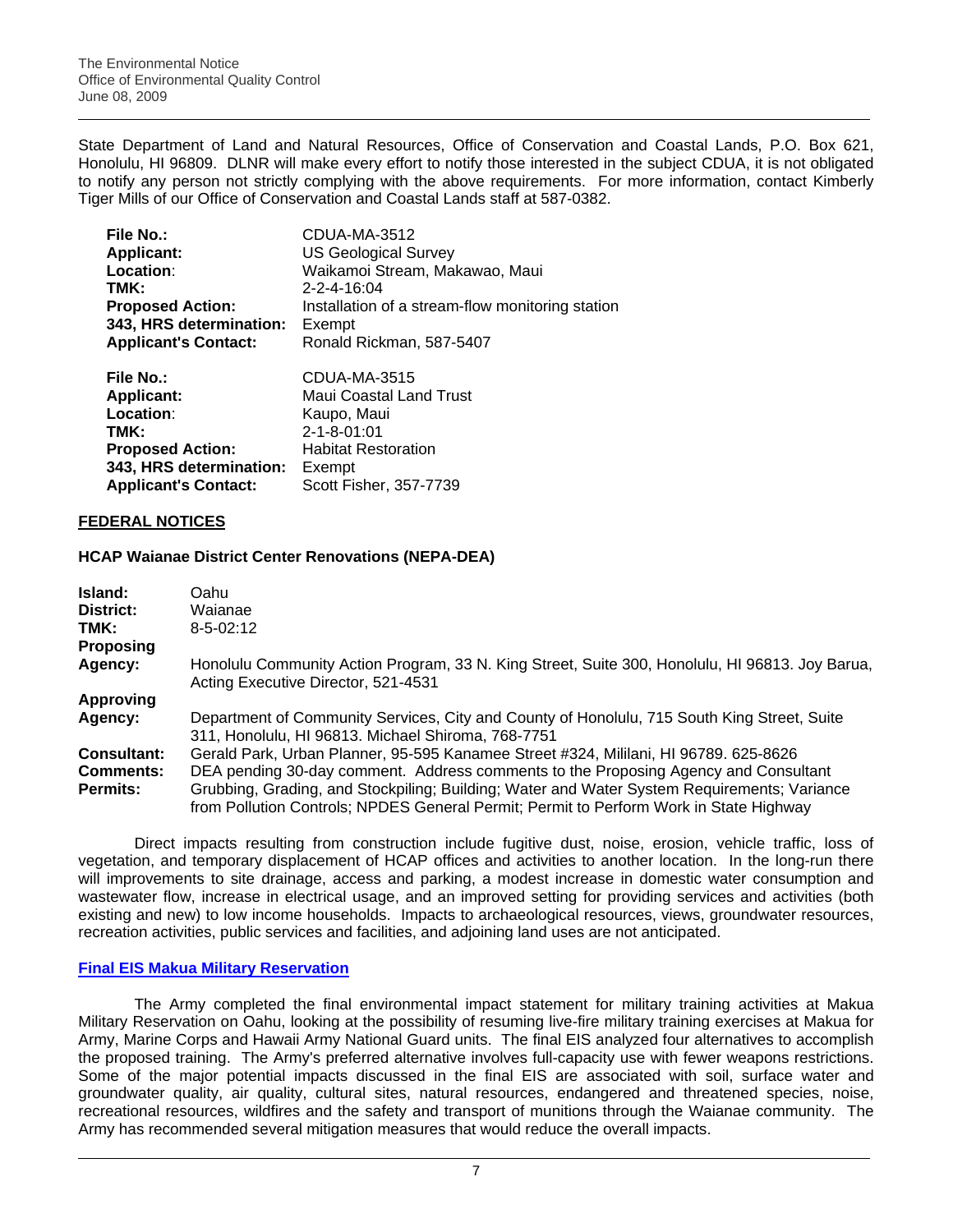State Department of Land and Natural Resources, Office of Conservation and Coastal Lands, P.O. Box 621, Honolulu, HI 96809. DLNR will make every effort to notify those interested in the subject CDUA, it is not obligated to notify any person not strictly complying with the above requirements. For more information, contact Kimberly Tiger Mills of our Office of Conservation and Coastal Lands staff at 587-0382.

| | |
|---|---|
| **File No.:** | CDUA-MA-3512 |
| **Applicant:** | US Geological Survey |
| **Location:** | Waikamoi Stream, Makawao, Maui |
| **TMK:** | 2-2-4-16:04 |
| **Proposed Action:** | Installation of a stream-flow monitoring station |
| **343, HRS determination:** | Exempt |
| **Applicant's Contact:** | Ronald Rickman, 587-5407 |

| | |
|---|---|
| **File No.:** | CDUA-MA-3515 |
| **Applicant:** | Maui Coastal Land Trust |
| **Location:** | Kaupo, Maui |
| **TMK:** | 2-1-8-01:01 |
| **Proposed Action:** | Habitat Restoration |
| **343, HRS determination:** | Exempt |
| **Applicant's Contact:** | Scott Fisher, 357-7739 |

## FEDERAL NOTICES

### HCAP Waianae District Center Renovations (NEPA-DEA)

| | |
|---|---|
| **Island:** | Oahu |
| **District:** | Waianae |
| **TMK:** | 8-5-02:12 |
| **Proposing Agency:** | Honolulu Community Action Program, 33 N. King Street, Suite 300, Honolulu, HI 96813. Joy Barua, Acting Executive Director, 521-4531 |
| **Approving Agency:** | Department of Community Services, City and County of Honolulu, 715 South King Street, Suite 311, Honolulu, HI 96813. Michael Shiroma, 768-7751 |
| **Consultant:** | Gerald Park, Urban Planner, 95-595 Kanamee Street #324, Mililani, HI 96789. 625-8626 |
| **Comments:** | DEA pending 30-day comment. Address comments to the Proposing Agency and Consultant |
| **Permits:** | Grubbing, Grading, and Stockpiling; Building; Water and Water System Requirements; Variance from Pollution Controls; NPDES General Permit; Permit to Perform Work in State Highway |

Direct impacts resulting from construction include fugitive dust, noise, erosion, vehicle traffic, loss of vegetation, and temporary displacement of HCAP offices and activities to another location. In the long-run there will improvements to site drainage, access and parking, a modest increase in domestic water consumption and wastewater flow, increase in electrical usage, and an improved setting for providing services and activities (both existing and new) to low income households. Impacts to archaeological resources, views, groundwater resources, recreation activities, public services and facilities, and adjoining land uses are not anticipated.

### Final EIS Makua Military Reservation

The Army completed the final environmental impact statement for military training activities at Makua Military Reservation on Oahu, looking at the possibility of resuming live-fire military training exercises at Makua for Army, Marine Corps and Hawaii Army National Guard units. The final EIS analyzed four alternatives to accomplish the proposed training. The Army's preferred alternative involves full-capacity use with fewer weapons restrictions. Some of the major potential impacts discussed in the final EIS are associated with soil, surface water and groundwater quality, air quality, cultural sites, natural resources, endangered and threatened species, noise, recreational resources, wildfires and the safety and transport of munitions through the Waianae community. The Army has recommended several mitigation measures that would reduce the overall impacts.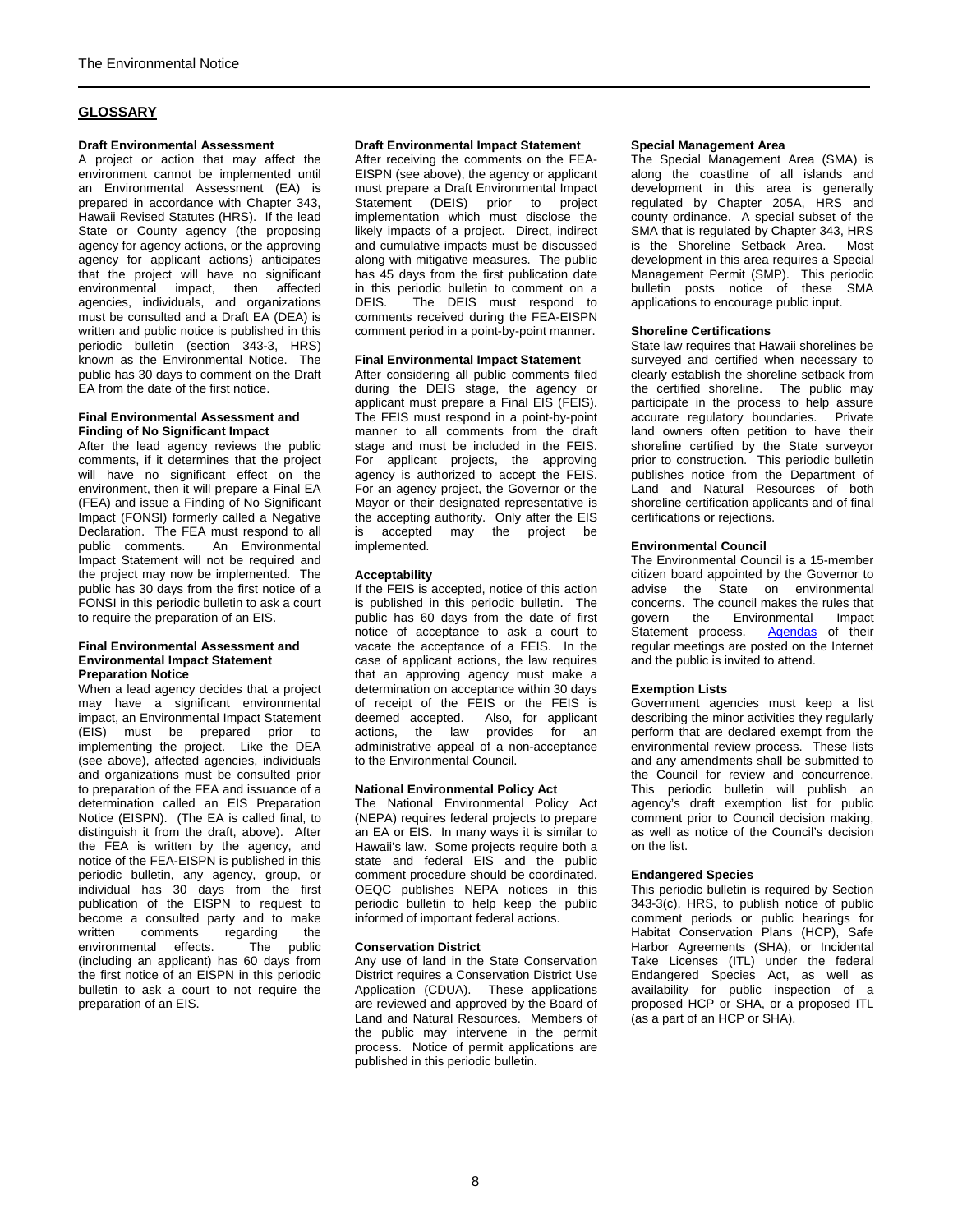## GLOSSARY

### Draft Environmental Assessment

A project or action that may affect the environment cannot be implemented until an Environmental Assessment (EA) is prepared in accordance with Chapter 343, Hawaii Revised Statutes (HRS). If the lead State or County agency (the proposing agency for agency actions, or the approving agency for applicant actions) anticipates that the project will have no significant environmental impact, then affected agencies, individuals, and organizations must be consulted and a Draft EA (DEA) is written and public notice is published in this periodic bulletin (section 343-3, HRS) known as the Environmental Notice. The public has 30 days to comment on the Draft EA from the date of the first notice.

### Final Environmental Assessment and Finding of No Significant Impact

After the lead agency reviews the public comments, if it determines that the project will have no significant effect on the environment, then it will prepare a Final EA (FEA) and issue a Finding of No Significant Impact (FONSI) formerly called a Negative Declaration. The FEA must respond to all public comments. An Environmental Impact Statement will not be required and the project may now be implemented. The public has 30 days from the first notice of a FONSI in this periodic bulletin to ask a court to require the preparation of an EIS.

### Final Environmental Assessment and Environmental Impact Statement Preparation Notice

When a lead agency decides that a project may have a significant environmental impact, an Environmental Impact Statement (EIS) must be prepared prior to implementing the project. Like the DEA (see above), affected agencies, individuals and organizations must be consulted prior to preparation of the FEA and issuance of a determination called an EIS Preparation Notice (EISPN). (The EA is called final, to distinguish it from the draft, above). After the FEA is written by the agency, and notice of the FEA-EISPN is published in this periodic bulletin, any agency, group, or individual has 30 days from the first publication of the EISPN to request to become a consulted party and to make written comments regarding the environmental effects. The public (including an applicant) has 60 days from the first notice of an EISPN in this periodic bulletin to ask a court to not require the preparation of an EIS.

### Draft Environmental Impact Statement

After receiving the comments on the FEA-EISPN (see above), the agency or applicant must prepare a Draft Environmental Impact Statement (DEIS) prior to project implementation which must disclose the likely impacts of a project. Direct, indirect and cumulative impacts must be discussed along with mitigative measures. The public has 45 days from the first publication date in this periodic bulletin to comment on a DEIS. The DEIS must respond to comments received during the FEA-EISPN comment period in a point-by-point manner.

### Final Environmental Impact Statement

After considering all public comments filed during the DEIS stage, the agency or applicant must prepare a Final EIS (FEIS). The FEIS must respond in a point-by-point manner to all comments from the draft stage and must be included in the FEIS. For applicant projects, the approving agency is authorized to accept the FEIS. For an agency project, the Governor or the Mayor or their designated representative is the accepting authority. Only after the EIS is accepted may the project be implemented.

### Acceptability

If the FEIS is accepted, notice of this action is published in this periodic bulletin. The public has 60 days from the date of first notice of acceptance to ask a court to vacate the acceptance of a FEIS. In the case of applicant actions, the law requires that an approving agency must make a determination on acceptance within 30 days of receipt of the FEIS or the FEIS is deemed accepted. Also, for applicant actions, the law provides for an administrative appeal of a non-acceptance to the Environmental Council.

### National Environmental Policy Act

The National Environmental Policy Act (NEPA) requires federal projects to prepare an EA or EIS. In many ways it is similar to Hawaii's law. Some projects require both a state and federal EIS and the public comment procedure should be coordinated. OEQC publishes NEPA notices in this periodic bulletin to help keep the public informed of important federal actions.

### Conservation District

Any use of land in the State Conservation District requires a Conservation District Use Application (CDUA). These applications are reviewed and approved by the Board of Land and Natural Resources. Members of the public may intervene in the permit process. Notice of permit applications are published in this periodic bulletin.

### Special Management Area

The Special Management Area (SMA) is along the coastline of all islands and development in this area is generally regulated by Chapter 205A, HRS and county ordinance. A special subset of the SMA that is regulated by Chapter 343, HRS is the Shoreline Setback Area. Most development in this area requires a Special Management Permit (SMP). This periodic bulletin posts notice of these SMA applications to encourage public input.

### Shoreline Certifications

State law requires that Hawaii shorelines be surveyed and certified when necessary to clearly establish the shoreline setback from the certified shoreline. The public may participate in the process to help assure accurate regulatory boundaries. Private land owners often petition to have their shoreline certified by the State surveyor prior to construction. This periodic bulletin publishes notice from the Department of Land and Natural Resources of both shoreline certification applicants and of final certifications or rejections.

### Environmental Council

The Environmental Council is a 15-member citizen board appointed by the Governor to advise the State on environmental concerns. The council makes the rules that govern the Environmental Impact Statement process. Agendas of their regular meetings are posted on the Internet and the public is invited to attend.

### Exemption Lists

Government agencies must keep a list describing the minor activities they regularly perform that are declared exempt from the environmental review process. These lists and any amendments shall be submitted to the Council for review and concurrence. This periodic bulletin will publish an agency's draft exemption list for public comment prior to Council decision making, as well as notice of the Council's decision on the list.

### Endangered Species

This periodic bulletin is required by Section 343-3(c), HRS, to publish notice of public comment periods or public hearings for Habitat Conservation Plans (HCP), Safe Harbor Agreements (SHA), or Incidental Take Licenses (ITL) under the federal Endangered Species Act, as well as availability for public inspection of a proposed HCP or SHA, or a proposed ITL (as a part of an HCP or SHA).